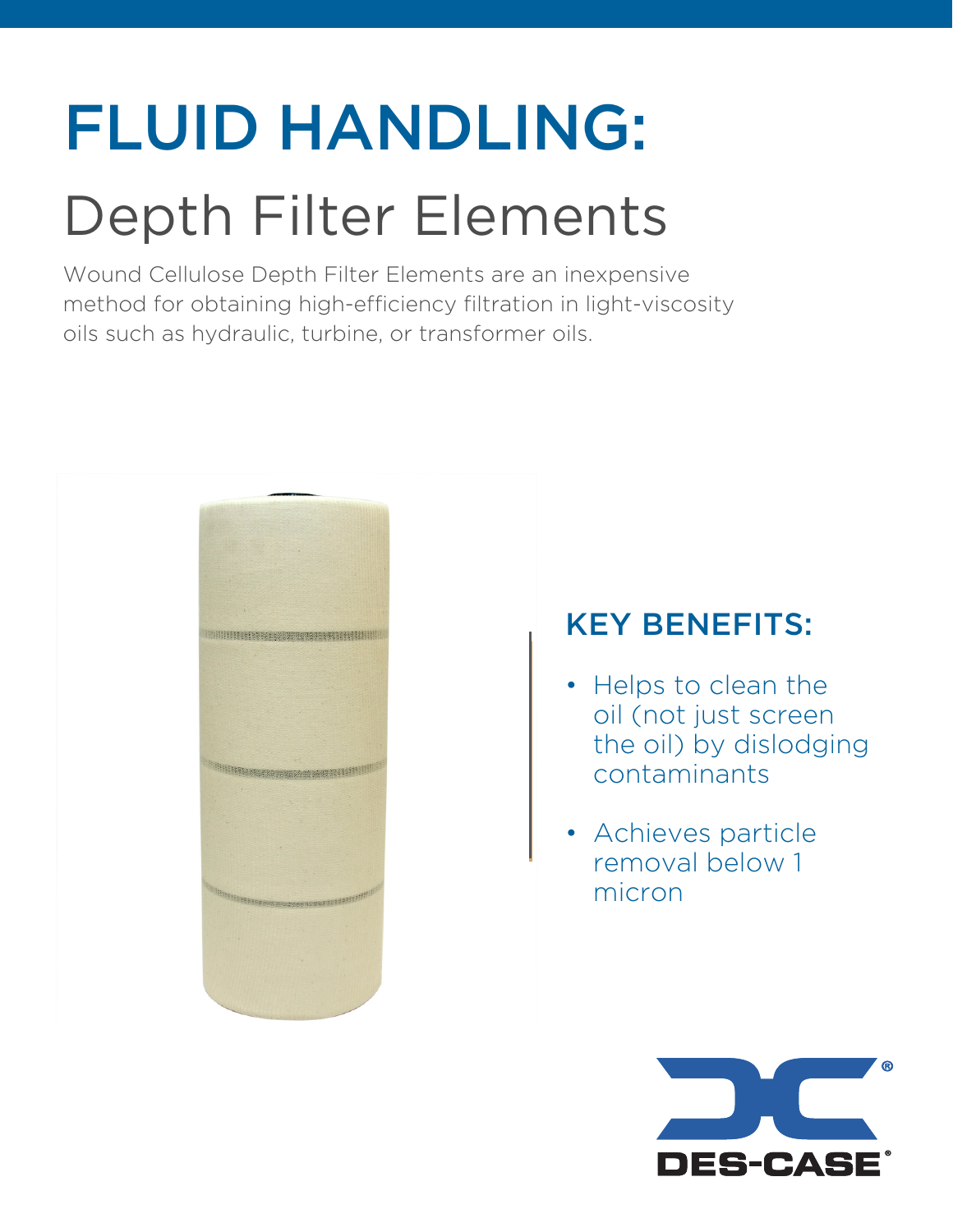# FLUID HANDLING:

## Depth Filter Elements

Wound Cellulose Depth Filter Elements are an inexpensive method for obtaining high-efficiency filtration in light-viscosity oils such as hydraulic, turbine, or transformer oils.

### KEY BENEFITS:

- Helps to clean the oil (not just screen the oil) by dislodging contaminants
- Achieves particle removal below 1 micron

DES-CASE®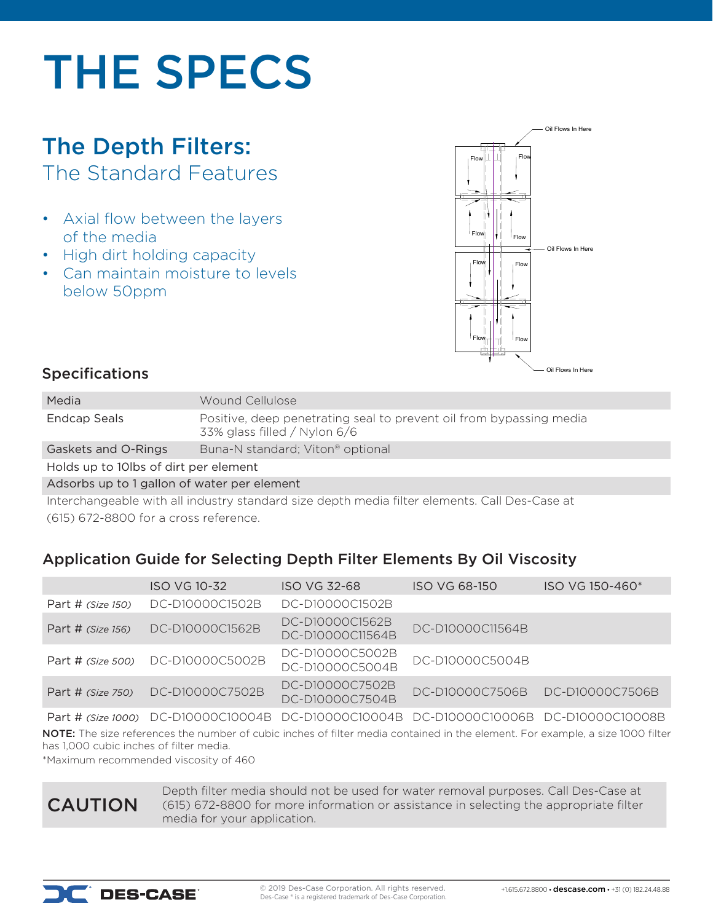# THE SPECS

## The Depth Filters:

### The Standard Features

- Axial flow between the layers of the media
- High dirt holding capacity
- Can maintain moisture to levels below 50ppm

Oil Flows In Here

Flow

Flow

Flow

Flow

Oil Flows In Here

Flow

Flow

Flow

Flow

Oil Flows In Here

### Specifications

| | |
|---|---|
| Media | Wound Cellulose |
| Endcap Seals | Positive, deep penetrating seal to prevent oil from bypassing media 33% glass filled / Nylon 6/6 |
| Gaskets and O-Rings | Buna-N standard; Viton® optional |
| Holds up to 10lbs of dirt per element | |
| Adsorbs up to 1 gallon of water per element | |

Interchangeable with all industry standard size depth media filter elements. Call Des-Case at (615) 672-8800 for a cross reference.

### Application Guide for Selecting Depth Filter Elements By Oil Viscosity

| | ISO VG 10-32 | ISO VG 32-68 | ISO VG 68-150 | ISO VG 150-460* |
|---|---|---|---|---|
| Part # *(Size 150)* | DC-D10000C1502B | DC-D10000C1502B | | |
| Part # *(Size 156)* | DC-D10000C1562B | DC-D10000C1562B DC-D10000C11564B | DC-D10000C11564B | |
| Part # *(Size 500)* | DC-D10000C5002B | DC-D10000C5002B DC-D10000C5004B | DC-D10000C5004B | |
| Part # *(Size 750)* | DC-D10000C7502B | DC-D10000C7502B DC-D10000C7504B | DC-D10000C7506B | DC-D10000C7506B |
| Part # *(Size 1000)* | DC-D10000C10004B | DC-D10000C10004B | DC-D10000C10006B | DC-D10000C10008B |

**NOTE:** The size references the number of cubic inches of filter media contained in the element. For example, a size 1000 filter has 1,000 cubic inches of filter media.

*Maximum recommended viscosity of 460

**CAUTION** Depth filter media should not be used for water removal purposes. Call Des-Case at (615) 672-8800 for more information or assistance in selecting the appropriate filter media for your application.

DES-CASE

© 2019 Des-Case Corporation. All rights reserved. Des-Case ® is a registered trademark of Des-Case Corporation.

+1.615.672.8800 • descase.com • +31 (0) 182.24.48.88